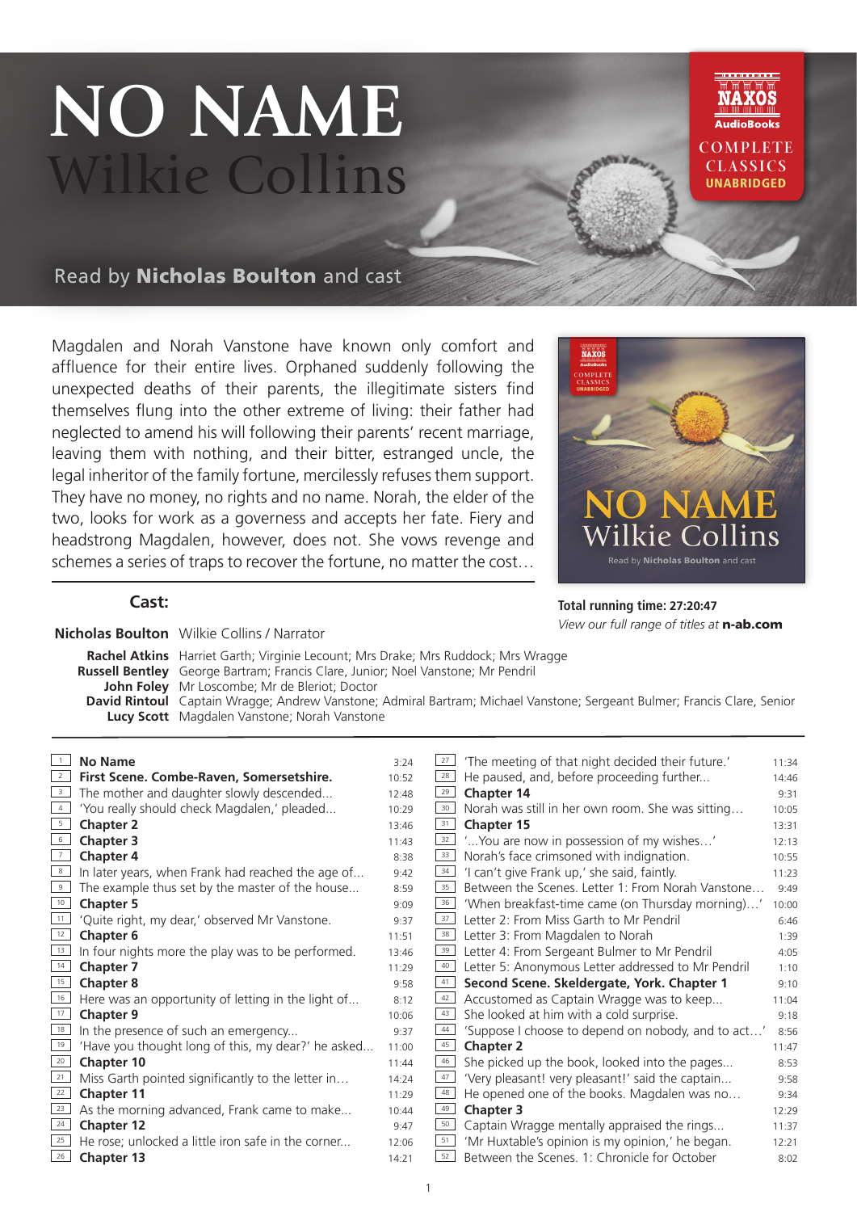# NO NAME
## Wilkie Collins

NAXOS AudioBooks
COMPLETE CLASSICS
UNABRIDGED

Read by **Nicholas Boulton** and cast

Magdalen and Norah Vanstone have known only comfort and affluence for their entire lives. Orphaned suddenly following the unexpected deaths of their parents, the illegitimate sisters find themselves flung into the other extreme of living: their father had neglected to amend his will following their parents' recent marriage, leaving them with nothing, and their bitter, estranged uncle, the legal inheritor of the family fortune, mercilessly refuses them support. They have no money, no rights and no name. Norah, the elder of the two, looks for work as a governess and accepts her fate. Fiery and headstrong Magdalen, however, does not. She vows revenge and schemes a series of traps to recover the fortune, no matter the cost…

**Total running time: 27:20:47**

*View our full range of titles at* **n-ab.com**

### Cast:

**Nicholas Boulton** Wilkie Collins / Narrator

**Rachel Atkins** Harriet Garth; Virginie Lecount; Mrs Drake; Mrs Ruddock; Mrs Wragge
**Russell Bentley** George Bartram; Francis Clare, Junior; Noel Vanstone; Mr Pendril
**John Foley** Mr Loscombe; Mr de Bleriot; Doctor
**David Rintoul** Captain Wragge; Andrew Vanstone; Admiral Bartram; Michael Vanstone; Sergeant Bulmer; Francis Clare, Senior
**Lucy Scott** Magdalen Vanstone; Norah Vanstone

| | | |
|---|---|---|
| 1 | **No Name** | 3:24 |
| 2 | **First Scene. Combe-Raven, Somersetshire.** | 10:52 |
| 3 | The mother and daughter slowly descended... | 12:48 |
| 4 | 'You really should check Magdalen,' pleaded... | 10:29 |
| 5 | **Chapter 2** | 13:46 |
| 6 | **Chapter 3** | 11:43 |
| 7 | **Chapter 4** | 8:38 |
| 8 | In later years, when Frank had reached the age of... | 9:42 |
| 9 | The example thus set by the master of the house... | 8:59 |
| 10 | **Chapter 5** | 9:09 |
| 11 | 'Quite right, my dear,' observed Mr Vanstone. | 9:37 |
| 12 | **Chapter 6** | 11:51 |
| 13 | In four nights more the play was to be performed. | 13:46 |
| 14 | **Chapter 7** | 11:29 |
| 15 | **Chapter 8** | 9:58 |
| 16 | Here was an opportunity of letting in the light of... | 8:12 |
| 17 | **Chapter 9** | 10:06 |
| 18 | In the presence of such an emergency... | 9:37 |
| 19 | 'Have you thought long of this, my dear?' he asked... | 11:00 |
| 20 | **Chapter 10** | 11:44 |
| 21 | Miss Garth pointed significantly to the letter in… | 14:24 |
| 22 | **Chapter 11** | 11:29 |
| 23 | As the morning advanced, Frank came to make... | 10:44 |
| 24 | **Chapter 12** | 9:47 |
| 25 | He rose; unlocked a little iron safe in the corner... | 12:06 |
| 26 | **Chapter 13** | 14:21 |
| 27 | 'The meeting of that night decided their future.' | 11:34 |
| 28 | He paused, and, before proceeding further... | 14:46 |
| 29 | **Chapter 14** | 9:31 |
| 30 | Norah was still in her own room. She was sitting… | 10:05 |
| 31 | **Chapter 15** | 13:31 |
| 32 | '...You are now in possession of my wishes…' | 12:13 |
| 33 | Norah's face crimsoned with indignation. | 10:55 |
| 34 | 'I can't give Frank up,' she said, faintly. | 11:23 |
| 35 | Between the Scenes. Letter 1: From Norah Vanstone… | 9:49 |
| 36 | 'When breakfast-time came (on Thursday morning)…' | 10:00 |
| 37 | Letter 2: From Miss Garth to Mr Pendril | 6:46 |
| 38 | Letter 3: From Magdalen to Norah | 1:39 |
| 39 | Letter 4: From Sergeant Bulmer to Mr Pendril | 4:05 |
| 40 | Letter 5: Anonymous Letter addressed to Mr Pendril | 1:10 |
| 41 | **Second Scene. Skeldergate, York. Chapter 1** | 9:10 |
| 42 | Accustomed as Captain Wragge was to keep... | 11:04 |
| 43 | She looked at him with a cold surprise. | 9:18 |
| 44 | 'Suppose I choose to depend on nobody, and to act…' | 8:56 |
| 45 | **Chapter 2** | 11:47 |
| 46 | She picked up the book, looked into the pages... | 8:53 |
| 47 | 'Very pleasant! very pleasant!' said the captain... | 9:58 |
| 48 | He opened one of the books. Magdalen was no… | 9:34 |
| 49 | **Chapter 3** | 12:29 |
| 50 | Captain Wragge mentally appraised the rings... | 11:37 |
| 51 | 'Mr Huxtable's opinion is my opinion,' he began. | 12:21 |
| 52 | Between the Scenes. 1: Chronicle for October | 8:02 |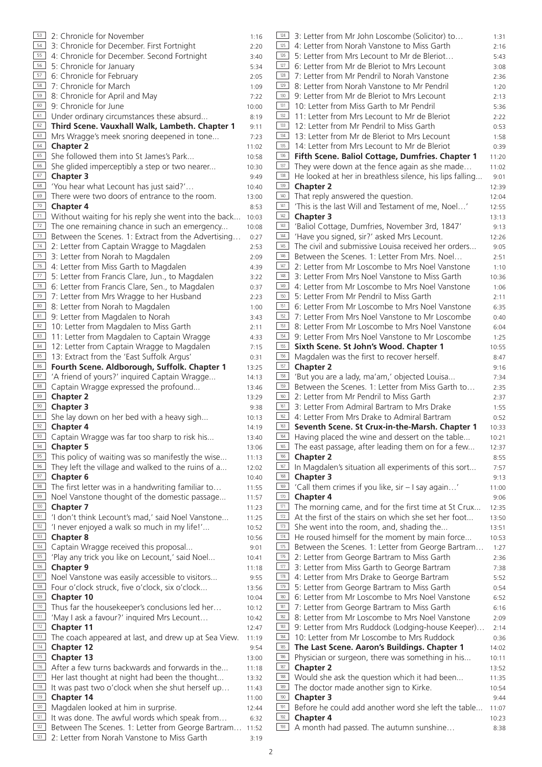| | | |
|---|---|---|
| 53 | 2: Chronicle for November | 1:16 |
| 54 | 3: Chronicle for December. First Fortnight | 2:20 |
| 55 | 4: Chronicle for December. Second Fortnight | 3:40 |
| 56 | 5: Chronicle for January | 5:34 |
| 57 | 6: Chronicle for February | 2:05 |
| 58 | 7: Chronicle for March | 1:09 |
| 59 | 8: Chronicle for April and May | 7:22 |
| 60 | 9: Chronicle for June | 10:00 |
| 61 | Under ordinary circumstances these absurd... | 8:19 |
| 62 | **Third Scene. Vauxhall Walk, Lambeth. Chapter 1** | 9:11 |
| 63 | Mrs Wragge's meek snoring deepened in tone... | 7:23 |
| 64 | **Chapter 2** | 11:02 |
| 65 | She followed them into St James's Park... | 10:58 |
| 66 | She glided imperceptibly a step or two nearer... | 10:30 |
| 67 | **Chapter 3** | 9:49 |
| 68 | 'You hear what Lecount has just said?'… | 10:40 |
| 69 | There were two doors of entrance to the room. | 13:00 |
| 70 | **Chapter 4** | 8:53 |
| 71 | Without waiting for his reply she went into the back... | 10:03 |
| 72 | The one remaining chance in such an emergency... | 10:08 |
| 73 | Between the Scenes. 1: Extract from the Advertising… | 0:27 |
| 74 | 2: Letter from Captain Wragge to Magdalen | 2:53 |
| 75 | 3: Letter from Norah to Magdalen | 2:09 |
| 76 | 4: Letter from Miss Garth to Magdalen | 4:39 |
| 77 | 5: Letter from Francis Clare, Jun., to Magdalen | 3:22 |
| 78 | 6: Letter from Francis Clare, Sen., to Magdalen | 0:37 |
| 79 | 7: Letter from Mrs Wragge to her Husband | 2:23 |
| 80 | 8: Letter from Norah to Magdalen | 1:00 |
| 81 | 9: Letter from Magdalen to Norah | 3:43 |
| 82 | 10: Letter from Magdalen to Miss Garth | 2:11 |
| 83 | 11: Letter from Magdalen to Captain Wragge | 4:33 |
| 84 | 12: Letter from Captain Wragge to Magdalen | 7:15 |
| 85 | 13: Extract from the 'East Suffolk Argus' | 0:31 |
| 86 | **Fourth Scene. Aldborough, Suffolk. Chapter 1** | 13:25 |
| 87 | 'A friend of yours?' inquired Captain Wragge... | 14:13 |
| 88 | Captain Wragge expressed the profound... | 13:46 |
| 89 | **Chapter 2** | 13:29 |
| 90 | **Chapter 3** | 9:38 |
| 91 | She lay down on her bed with a heavy sigh... | 10:13 |
| 92 | **Chapter 4** | 14:19 |
| 93 | Captain Wragge was far too sharp to risk his... | 13:40 |
| 94 | **Chapter 5** | 13:06 |
| 95 | This policy of waiting was so manifestly the wise... | 11:13 |
| 96 | They left the village and walked to the ruins of a... | 12:02 |
| 97 | **Chapter 6** | 10:40 |
| 98 | The first letter was in a handwriting familiar to… | 11:55 |
| 99 | Noel Vanstone thought of the domestic passage... | 11:57 |
| 100 | **Chapter 7** | 11:23 |
| 101 | 'I don't think Lecount's mad,' said Noel Vanstone... | 11:25 |
| 102 | 'I never enjoyed a walk so much in my life!'... | 10:52 |
| 103 | **Chapter 8** | 10:56 |
| 104 | Captain Wragge received this proposal... | 9:01 |
| 105 | 'Play any trick you like on Lecount,' said Noel... | 10:41 |
| 106 | **Chapter 9** | 11:18 |
| 107 | Noel Vanstone was easily accessible to visitors... | 9:55 |
| 108 | Four o'clock struck, five o'clock, six o'clock... | 13:56 |
| 109 | **Chapter 10** | 10:04 |
| 110 | Thus far the housekeeper's conclusions led her… | 10:12 |
| 111 | 'May I ask a favour?' inquired Mrs Lecount… | 10:42 |
| 112 | **Chapter 11** | 12:47 |
| 113 | The coach appeared at last, and drew up at Sea View. | 11:19 |
| 114 | **Chapter 12** | 9:54 |
| 115 | **Chapter 13** | 13:00 |
| 116 | After a few turns backwards and forwards in the... | 11:18 |
| 117 | Her last thought at night had been the thought... | 13:32 |
| 118 | It was past two o'clock when she shut herself up… | 11:43 |
| 119 | **Chapter 14** | 11:00 |
| 120 | Magdalen looked at him in surprise. | 12:44 |
| 121 | It was done. The awful words which speak from… | 6:32 |
| 122 | Between The Scenes. 1: Letter from George Bartram… | 11:52 |
| 123 | 2: Letter from Norah Vanstone to Miss Garth | 3:19 |
| 124 | 3: Letter from Mr John Loscombe (Solicitor) to… | 1:31 |
| 125 | 4: Letter from Norah Vanstone to Miss Garth | 2:16 |
| 126 | 5: Letter from Mrs Lecount to Mr de Bleriot… | 5:43 |
| 127 | 6: Letter from Mr de Bleriot to Mrs Lecount | 3:08 |
| 128 | 7: Letter from Mr Pendril to Norah Vanstone | 2:36 |
| 129 | 8: Letter from Norah Vanstone to Mr Pendril | 1:20 |
| 130 | 9: Letter from Mr de Bleriot to Mrs Lecount | 2:13 |
| 131 | 10: Letter from Miss Garth to Mr Pendril | 5:36 |
| 132 | 11: Letter from Mrs Lecount to Mr de Bleriot | 2:22 |
| 133 | 12: Letter from Mr Pendril to Miss Garth | 0:53 |
| 134 | 13: Letter from Mr de Bleriot to Mrs Lecount | 1:58 |
| 135 | 14: Letter from Mrs Lecount to Mr de Bleriot | 0:39 |
| 136 | **Fifth Scene. Baliol Cottage, Dumfries. Chapter 1** | 11:20 |
| 137 | They were down at the fence again as she made… | 11:02 |
| 138 | He looked at her in breathless silence, his lips falling... | 9:01 |
| 139 | **Chapter 2** | 12:39 |
| 140 | That reply answered the question. | 12:04 |
| 141 | 'This is the last Will and Testament of me, Noel…' | 12:55 |
| 142 | **Chapter 3** | 13:13 |
| 143 | 'Baliol Cottage, Dumfries, November 3rd, 1847' | 9:13 |
| 144 | 'Have you signed, sir?' asked Mrs Lecount. | 12:26 |
| 145 | The civil and submissive Louisa received her orders... | 9:05 |
| 146 | Between the Scenes. 1: Letter From Mrs. Noel… | 2:51 |
| 147 | 2: Letter from Mr Loscombe to Mrs Noel Vanstone | 1:10 |
| 148 | 3: Letter from Mrs Noel Vanstone to Miss Garth | 10:36 |
| 149 | 4: Letter from Mr Loscombe to Mrs Noel Vanstone | 1:06 |
| 150 | 5: Letter From Mr Pendril to Miss Garth | 2:11 |
| 151 | 6: Letter From Mr Loscombe to Mrs Noel Vanstone | 6:35 |
| 152 | 7: Letter From Mrs Noel Vanstone to Mr Loscombe | 0:40 |
| 153 | 8: Letter From Mr Loscombe to Mrs Noel Vanstone | 6:04 |
| 154 | 9: Letter From Mrs Noel Vanstone to Mr Loscombe | 1:25 |
| 155 | **Sixth Scene. St John's Wood. Chapter 1** | 10:55 |
| 156 | Magdalen was the first to recover herself. | 8:47 |
| 157 | **Chapter 2** | 9:16 |
| 158 | 'But you are a lady, ma'am,' objected Louisa... | 7:34 |
| 159 | Between the Scenes. 1: Letter from Miss Garth to… | 2:35 |
| 160 | 2: Letter from Mr Pendril to Miss Garth | 2:37 |
| 161 | 3: Letter From Admiral Bartram to Mrs Drake | 1:55 |
| 162 | 4: Letter From Mrs Drake to Admiral Bartram | 0:52 |
| 163 | **Seventh Scene. St Crux-in-the-Marsh. Chapter 1** | 10:33 |
| 164 | Having placed the wine and dessert on the table... | 10:21 |
| 165 | The east passage, after leading them on for a few... | 12:37 |
| 166 | **Chapter 2** | 8:55 |
| 167 | In Magdalen's situation all experiments of this sort... | 7:57 |
| 168 | **Chapter 3** | 9:13 |
| 169 | 'Call them crimes if you like, sir – I say again…' | 11:00 |
| 170 | **Chapter 4** | 9:06 |
| 171 | The morning came, and for the first time at St Crux... | 12:35 |
| 172 | At the first of the stairs on which she set her foot... | 13:50 |
| 173 | She went into the room, and, shading the... | 13:51 |
| 174 | He roused himself for the moment by main force... | 10:53 |
| 175 | Between the Scenes. 1: Letter from George Bartram… | 1:27 |
| 176 | 2: Letter from George Bartram to Miss Garth | 2:36 |
| 177 | 3: Letter from Miss Garth to George Bartram | 7:38 |
| 178 | 4: Letter from Mrs Drake to George Bartram | 5:52 |
| 179 | 5: Letter from George Bartram to Miss Garth | 0:54 |
| 180 | 6: Letter from Mr Loscombe to Mrs Noel Vanstone | 6:52 |
| 181 | 7: Letter from George Bartram to Miss Garth | 6:16 |
| 182 | 8: Letter from Mr Loscombe to Mrs Noel Vanstone | 2:09 |
| 183 | 9: Letter from Mrs Ruddock (Lodging-house Keeper)… | 2:14 |
| 184 | 10: Letter from Mr Loscombe to Mrs Ruddock | 0:36 |
| 185 | **The Last Scene. Aaron's Buildings. Chapter 1** | 14:02 |
| 186 | Physician or surgeon, there was something in his... | 10:11 |
| 187 | **Chapter 2** | 13:52 |
| 188 | Would she ask the question which it had been... | 11:35 |
| 189 | The doctor made another sign to Kirke. | 10:54 |
| 190 | **Chapter 3** | 9:44 |
| 191 | Before he could add another word she left the table... | 11:07 |
| 192 | **Chapter 4** | 10:23 |
| 193 | A month had passed. The autumn sunshine… | 8:38 |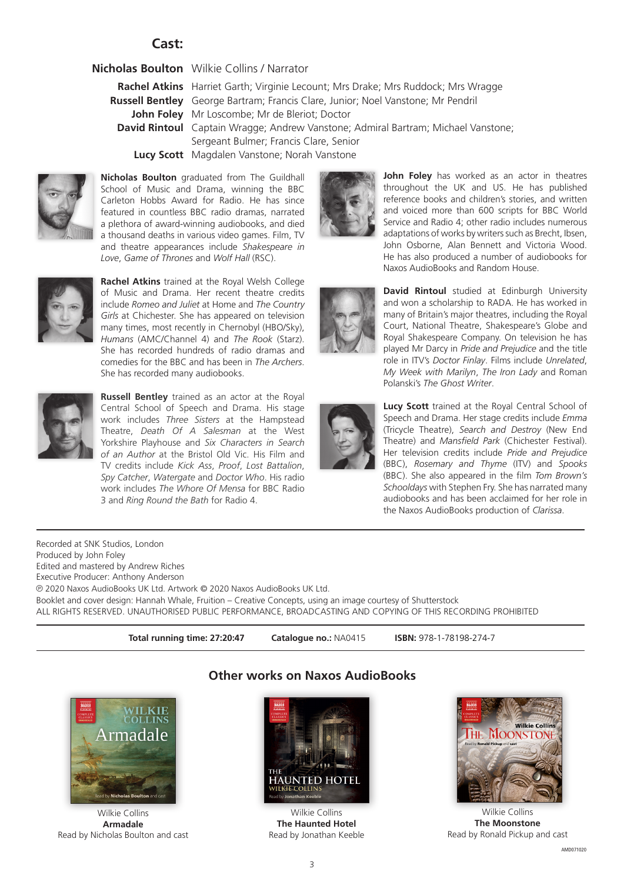## Cast:

**Nicholas Boulton** Wilkie Collins / Narrator

**Rachel Atkins** Harriet Garth; Virginie Lecount; Mrs Drake; Mrs Ruddock; Mrs Wragge
**Russell Bentley** George Bartram; Francis Clare, Junior; Noel Vanstone; Mr Pendril
**John Foley** Mr Loscombe; Mr de Bleriot; Doctor
**David Rintoul** Captain Wragge; Andrew Vanstone; Admiral Bartram; Michael Vanstone; Sergeant Bulmer; Francis Clare, Senior
**Lucy Scott** Magdalen Vanstone; Norah Vanstone

**Nicholas Boulton** graduated from The Guildhall School of Music and Drama, winning the BBC Carleton Hobbs Award for Radio. He has since featured in countless BBC radio dramas, narrated a plethora of award-winning audiobooks, and died a thousand deaths in various video games. Film, TV and theatre appearances include *Shakespeare in Love*, *Game of Thrones* and *Wolf Hall* (RSC).

**Rachel Atkins** trained at the Royal Welsh College of Music and Drama. Her recent theatre credits include *Romeo and Juliet* at Home and *The Country Girls* at Chichester. She has appeared on television many times, most recently in Chernobyl (HBO/Sky), *Humans* (AMC/Channel 4) and *The Rook* (Starz). She has recorded hundreds of radio dramas and comedies for the BBC and has been in *The Archers*. She has recorded many audiobooks.

**Russell Bentley** trained as an actor at the Royal Central School of Speech and Drama. His stage work includes *Three Sisters* at the Hampstead Theatre, *Death Of A Salesman* at the West Yorkshire Playhouse and *Six Characters in Search of an Author* at the Bristol Old Vic. His Film and TV credits include *Kick Ass*, *Proof*, *Lost Battalion*, *Spy Catcher*, *Watergate* and *Doctor Who*. His radio work includes *The Whore Of Mensa* for BBC Radio 3 and *Ring Round the Bath* for Radio 4.

**John Foley** has worked as an actor in theatres throughout the UK and US. He has published reference books and children's stories, and written and voiced more than 600 scripts for BBC World Service and Radio 4; other radio includes numerous adaptations of works by writers such as Brecht, Ibsen, John Osborne, Alan Bennett and Victoria Wood. He has also produced a number of audiobooks for Naxos AudioBooks and Random House.

**David Rintoul** studied at Edinburgh University and won a scholarship to RADA. He has worked in many of Britain's major theatres, including the Royal Court, National Theatre, Shakespeare's Globe and Royal Shakespeare Company. On television he has played Mr Darcy in *Pride and Prejudice* and the title role in ITV's *Doctor Finlay*. Films include *Unrelated*, *My Week with Marilyn*, *The Iron Lady* and Roman Polanski's *The Ghost Writer*.

**Lucy Scott** trained at the Royal Central School of Speech and Drama. Her stage credits include *Emma* (Tricycle Theatre), *Search and Destroy* (New End Theatre) and *Mansfield Park* (Chichester Festival). Her television credits include *Pride and Prejudice* (BBC), *Rosemary and Thyme* (ITV) and *Spooks* (BBC). She also appeared in the film *Tom Brown's Schooldays* with Stephen Fry. She has narrated many audiobooks and has been acclaimed for her role in the Naxos AudioBooks production of *Clarissa*.

---

Recorded at SNK Studios, London
Produced by John Foley
Edited and mastered by Andrew Riches
Executive Producer: Anthony Anderson
℗ 2020 Naxos AudioBooks UK Ltd. Artwork © 2020 Naxos AudioBooks UK Ltd.
Booklet and cover design: Hannah Whale, Fruition – Creative Concepts, using an image courtesy of Shutterstock
ALL RIGHTS RESERVED. UNAUTHORISED PUBLIC PERFORMANCE, BROADCASTING AND COPYING OF THIS RECORDING PROHIBITED

---

**Total running time: 27:20:47** **Catalogue no.:** NA0415 **ISBN:** 978-1-78198-274-7

---

### Other works on Naxos AudioBooks

Wilkie Collins
**Armadale**
Read by Nicholas Boulton and cast

Wilkie Collins
**The Haunted Hotel**
Read by Jonathan Keeble

Wilkie Collins
**The Moonstone**
Read by Ronald Pickup and cast

AMD071020